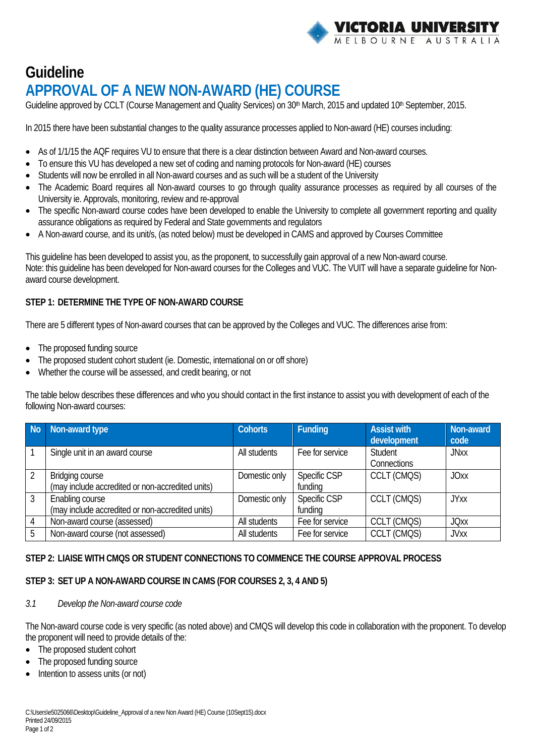# Guideline

# APPROVAL OF A NEW NON-AWARD (HE) COURSE

Guideline approved by CCLT (Course Management and Quality Services) on 30th March, 2015 and updated 10th September, 2015.

In 2015 there have been substantial changes to the quality assurance processes applied to Non-award (HE) courses including:

- As of 1/1/15 the AQF requires VU to ensure that there is a clear distinction between Award and Non-award courses.
- To ensure this VU has developed a new set of coding and naming protocols for Non-award (HE) courses
- Students will now be enrolled in all Non-award courses and as such will be a student of the University
- The Academic Board requires all Non-award courses to go through quality assurance processes as required by all courses of the University ie. Approvals, monitoring, review and re-approval
- The specific Non-award course codes have been developed to enable the University to complete all government reporting and quality assurance obligations as required by Federal and State governments and regulators
- A Non-award course, and its unit/s, (as noted below) must be developed in CAMS and approved by Courses Committee

This guideline has been developed to assist you, as the proponent, to successfully gain approval of a new Non-award course.
Note: this guideline has been developed for Non-award courses for the Colleges and VUC. The VUIT will have a separate guideline for Non-award course development.

**STEP 1: DETERMINE THE TYPE OF NON-AWARD COURSE**

There are 5 different types of Non-award courses that can be approved by the Colleges and VUC. The differences arise from:

- The proposed funding source
- The proposed student cohort student (ie. Domestic, international on or off shore)
- Whether the course will be assessed, and credit bearing, or not

The table below describes these differences and who you should contact in the first instance to assist you with development of each of the following Non-award courses:

| No | Non-award type | Cohorts | Funding | Assist with development | Non-award code |
|---|---|---|---|---|---|
| 1 | Single unit in an award course | All students | Fee for service | Student Connections | JNxx |
| 2 | Bridging course (may include accredited or non-accredited units) | Domestic only | Specific CSP funding | CCLT (CMQS) | JOxx |
| 3 | Enabling course (may include accredited or non-accredited units) | Domestic only | Specific CSP funding | CCLT (CMQS) | JYxx |
| 4 | Non-award course (assessed) | All students | Fee for service | CCLT (CMQS) | JQxx |
| 5 | Non-award course (not assessed) | All students | Fee for service | CCLT (CMQS) | JVxx |

**STEP 2: LIAISE WITH CMQS OR STUDENT CONNECTIONS TO COMMENCE THE COURSE APPROVAL PROCESS**

**STEP 3: SET UP A NON-AWARD COURSE IN CAMS (FOR COURSES 2, 3, 4 AND 5)**

*3.1 Develop the Non-award course code*

The Non-award course code is very specific (as noted above) and CMQS will develop this code in collaboration with the proponent. To develop the proponent will need to provide details of the:

- The proposed student cohort
- The proposed funding source
- Intention to assess units (or not)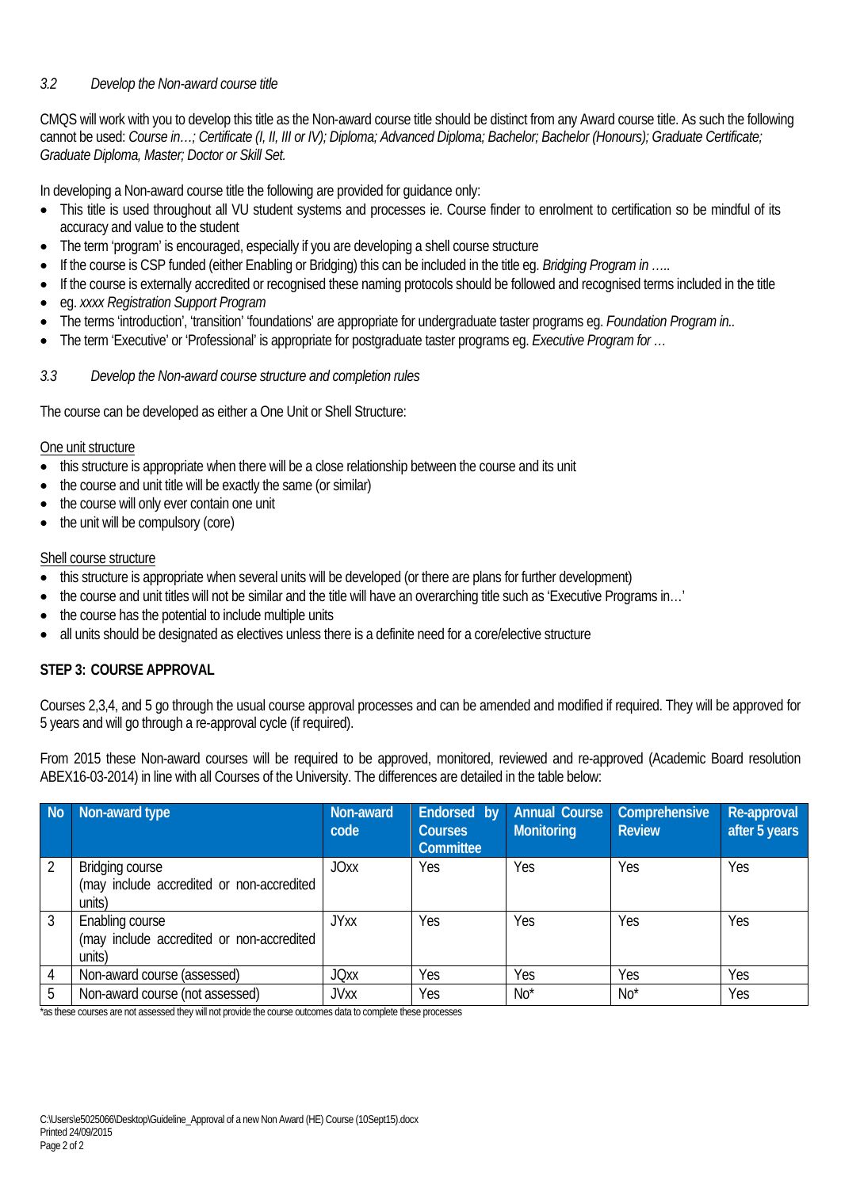### *3.2 Develop the Non-award course title*

CMQS will work with you to develop this title as the Non-award course title should be distinct from any Award course title. As such the following cannot be used: *Course in…; Certificate (I, II, III or IV); Diploma; Advanced Diploma; Bachelor; Bachelor (Honours); Graduate Certificate; Graduate Diploma, Master; Doctor or Skill Set.*

In developing a Non-award course title the following are provided for guidance only:

- This title is used throughout all VU student systems and processes ie. Course finder to enrolment to certification so be mindful of its accuracy and value to the student
- The term 'program' is encouraged, especially if you are developing a shell course structure
- If the course is CSP funded (either Enabling or Bridging) this can be included in the title eg. *Bridging Program in …..*
- If the course is externally accredited or recognised these naming protocols should be followed and recognised terms included in the title
- eg. *xxxx Registration Support Program*
- The terms 'introduction', 'transition' 'foundations' are appropriate for undergraduate taster programs eg. *Foundation Program in..*
- The term 'Executive' or 'Professional' is appropriate for postgraduate taster programs eg. *Executive Program for …*

### *3.3 Develop the Non-award course structure and completion rules*

The course can be developed as either a One Unit or Shell Structure:

<u>One unit structure</u>

- this structure is appropriate when there will be a close relationship between the course and its unit
- the course and unit title will be exactly the same (or similar)
- the course will only ever contain one unit
- the unit will be compulsory (core)

<u>Shell course structure</u>

- this structure is appropriate when several units will be developed (or there are plans for further development)
- the course and unit titles will not be similar and the title will have an overarching title such as 'Executive Programs in…'
- the course has the potential to include multiple units
- all units should be designated as electives unless there is a definite need for a core/elective structure

## STEP 3: COURSE APPROVAL

Courses 2,3,4, and 5 go through the usual course approval processes and can be amended and modified if required. They will be approved for 5 years and will go through a re-approval cycle (if required).

From 2015 these Non-award courses will be required to be approved, monitored, reviewed and re-approved (Academic Board resolution ABEX16-03-2014) in line with all Courses of the University. The differences are detailed in the table below:

| No | Non-award type | Non-award code | Endorsed by Courses Committee | Annual Course Monitoring | Comprehensive Review | Re-approval after 5 years |
|---|---|---|---|---|---|---|
| 2 | Bridging course (may include accredited or non-accredited units) | JOxx | Yes | Yes | Yes | Yes |
| 3 | Enabling course (may include accredited or non-accredited units) | JYxx | Yes | Yes | Yes | Yes |
| 4 | Non-award course (assessed) | JQxx | Yes | Yes | Yes | Yes |
| 5 | Non-award course (not assessed) | JVxx | Yes | No* | No* | Yes |

*as these courses are not assessed they will not provide the course outcomes data to complete these processes

C:\Users\e5025066\Desktop\Guideline_Approval of a new Non Award (HE) Course (10Sept15).docx
Printed 24/09/2015